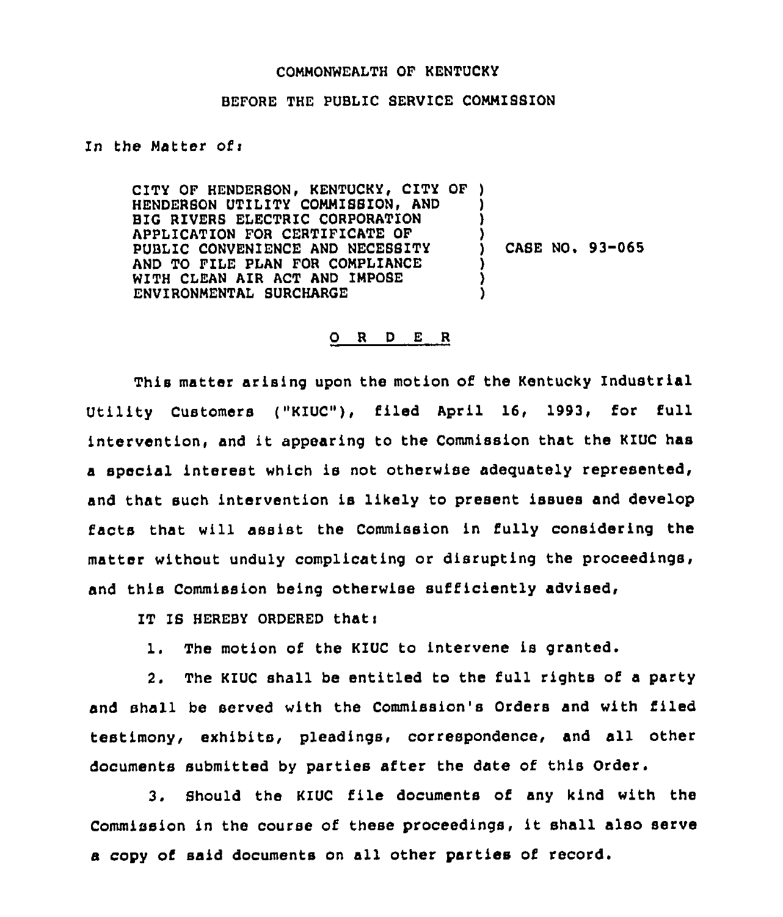COMMONWEALTH OF KENTUCKY

BEFORE THE PUBLIC SERVICE COMMISSION

In the Matter of:

CITY OF HENDERSON, KENTUCKY, CITY OF HENDERSON UTILITY COMMISSION, AND BIG RIVERS ELECTRIC CORPORATION APPLICATION FOR CERTIFICATE OF PUBLIC CONVENIENCE AND NECESSITY AND TO FILE PLAN FOR COMPLIANCE WITH CLEAN AIR ACT AND IMPOSE ENVIRONMENTAL SURCHARGE ) CASE NO. 93-065

## O R D E R

This matter arising upon the motion of the Kentucky Industrial Utility Customers ("KIUC"), filed April 16, 1993, for full intervention, and it appearing to the Commission that the KIUC has a special interest which is not otherwise adequately represented, and that such intervention is likely to present issues and develop facts that will assist the Commission in fully considering the matter without unduly complicating or disrupting the proceedings, and this Commission being otherwise sufficiently advised,

IT IS HEREBY ORDERED that:

1. The motion of the KIUC to intervene is granted.

2. The KIUC shall be entitled to the full rights of a party and shall be served with the Commission's Orders and with filed testimony, exhibits, pleadings, correspondence, and all other documents submitted by parties after the date of this Order.

3. Should the KIUC file documents of any kind with the Commission in the course of these proceedings, it shall also serve a copy of said documents on all other parties of record.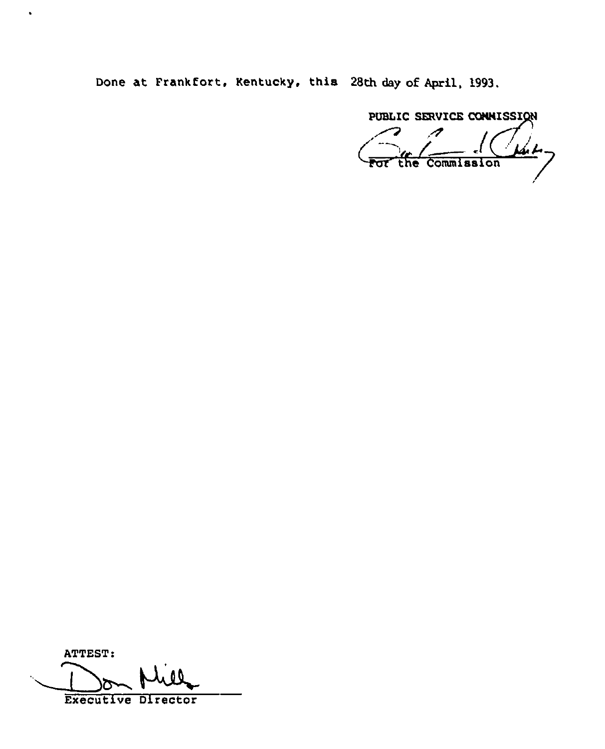Done at Frankfort, Kentucky, this 28th day of April, 1993.

PUBLIC SERVICE COMMISSION

For the Commission

ATTEST:

Executive Director